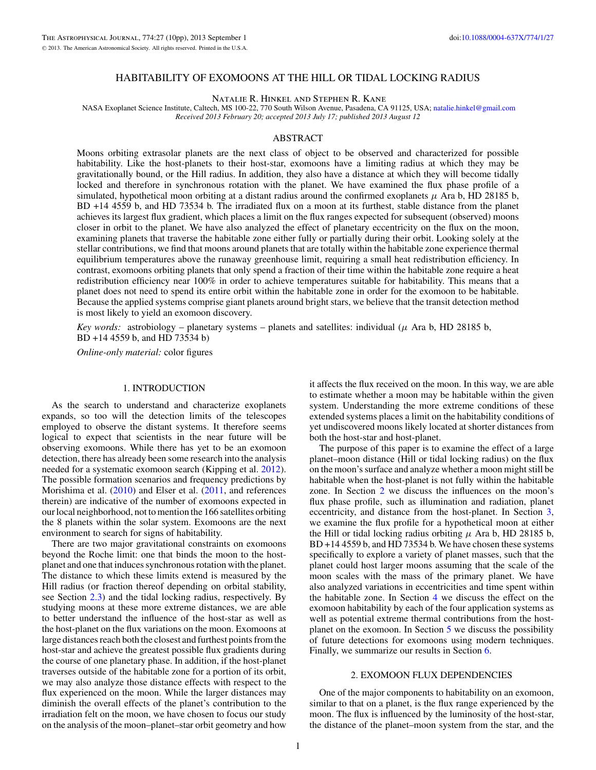# HABITABILITY OF EXOMOONS AT THE HILL OR TIDAL LOCKING RADIUS

Natalie R. Hinkel and Stephen R. Kane

NASA Exoplanet Science Institute, Caltech, MS 100-22, 770 South Wilson Avenue, Pasadena, CA 91125, USA; natalie.hinkel@gmail.com

*Received 2013 February 20; accepted 2013 July 17; published 2013 August 12*

## ABSTRACT

Moons orbiting extrasolar planets are the next class of object to be observed and characterized for possible habitability. Like the host-planets to their host-star, exomoons have a limiting radius at which they may be gravitationally bound, or the Hill radius. In addition, they also have a distance at which they will become tidally locked and therefore in synchronous rotation with the planet. We have examined the flux phase profile of a simulated, hypothetical moon orbiting at a distant radius around the confirmed exoplanets $\mu$ Ara b, HD 28185 b, BD +14 4559 b, and HD 73534 b. The irradiated flux on a moon at its furthest, stable distance from the planet achieves its largest flux gradient, which places a limit on the flux ranges expected for subsequent (observed) moons closer in orbit to the planet. We have also analyzed the effect of planetary eccentricity on the flux on the moon, examining planets that traverse the habitable zone either fully or partially during their orbit. Looking solely at the stellar contributions, we find that moons around planets that are totally within the habitable zone experience thermal equilibrium temperatures above the runaway greenhouse limit, requiring a small heat redistribution efficiency. In contrast, exomoons orbiting planets that only spend a fraction of their time within the habitable zone require a heat redistribution efficiency near 100% in order to achieve temperatures suitable for habitability. This means that a planet does not need to spend its entire orbit within the habitable zone in order for the exomoon to be habitable. Because the applied systems comprise giant planets around bright stars, we believe that the transit detection method is most likely to yield an exomoon discovery.

*Key words:* astrobiology – planetary systems – planets and satellites: individual ($\mu$ Ara b, HD 28185 b, BD +14 4559 b, and HD 73534 b)

*Online-only material:* color figures

## 1. INTRODUCTION

As the search to understand and characterize exoplanets expands, so too will the detection limits of the telescopes employed to observe the distant systems. It therefore seems logical to expect that scientists in the near future will be observing exomoons. While there has yet to be an exomoon detection, there has already been some research into the analysis needed for a systematic exomoon search (Kipping et al. 2012). The possible formation scenarios and frequency predictions by Morishima et al. (2010) and Elser et al. (2011, and references therein) are indicative of the number of exomoons expected in our local neighborhood, not to mention the 166 satellites orbiting the 8 planets within the solar system. Exomoons are the next environment to search for signs of habitability.

There are two major gravitational constraints on exomoons beyond the Roche limit: one that binds the moon to the host-planet and one that induces synchronous rotation with the planet. The distance to which these limits extend is measured by the Hill radius (or fraction thereof depending on orbital stability, see Section 2.3) and the tidal locking radius, respectively. By studying moons at these more extreme distances, we are able to better understand the influence of the host-star as well as the host-planet on the flux variations on the moon. Exomoons at large distances reach both the closest and furthest points from the host-star and achieve the greatest possible flux gradients during the course of one planetary phase. In addition, if the host-planet traverses outside of the habitable zone for a portion of its orbit, we may also analyze those distance effects with respect to the flux experienced on the moon. While the larger distances may diminish the overall effects of the planet's contribution to the irradiation felt on the moon, we have chosen to focus our study on the analysis of the moon–planet–star orbit geometry and how it affects the flux received on the moon. In this way, we are able to estimate whether a moon may be habitable within the given system. Understanding the more extreme conditions of these extended systems places a limit on the habitability conditions of yet undiscovered moons likely located at shorter distances from both the host-star and host-planet.

The purpose of this paper is to examine the effect of a large planet–moon distance (Hill or tidal locking radius) on the flux on the moon's surface and analyze whether a moon might still be habitable when the host-planet is not fully within the habitable zone. In Section 2 we discuss the influences on the moon's flux phase profile, such as illumination and radiation, planet eccentricity, and distance from the host-planet. In Section 3, we examine the flux profile for a hypothetical moon at either the Hill or tidal locking radius orbiting $\mu$ Ara b, HD 28185 b, BD +14 4559 b, and HD 73534 b. We have chosen these systems specifically to explore a variety of planet masses, such that the planet could host larger moons assuming that the scale of the moon scales with the mass of the primary planet. We have also analyzed variations in eccentricities and time spent within the habitable zone. In Section 4 we discuss the effect on the exomoon habitability by each of the four application systems as well as potential extreme thermal contributions from the host-planet on the exomoon. In Section 5 we discuss the possibility of future detections for exomoons using modern techniques. Finally, we summarize our results in Section 6.

## 2. EXOMOON FLUX DEPENDENCIES

One of the major components to habitability on an exomoon, similar to that on a planet, is the flux range experienced by the moon. The flux is influenced by the luminosity of the host-star, the distance of the planet–moon system from the star, and the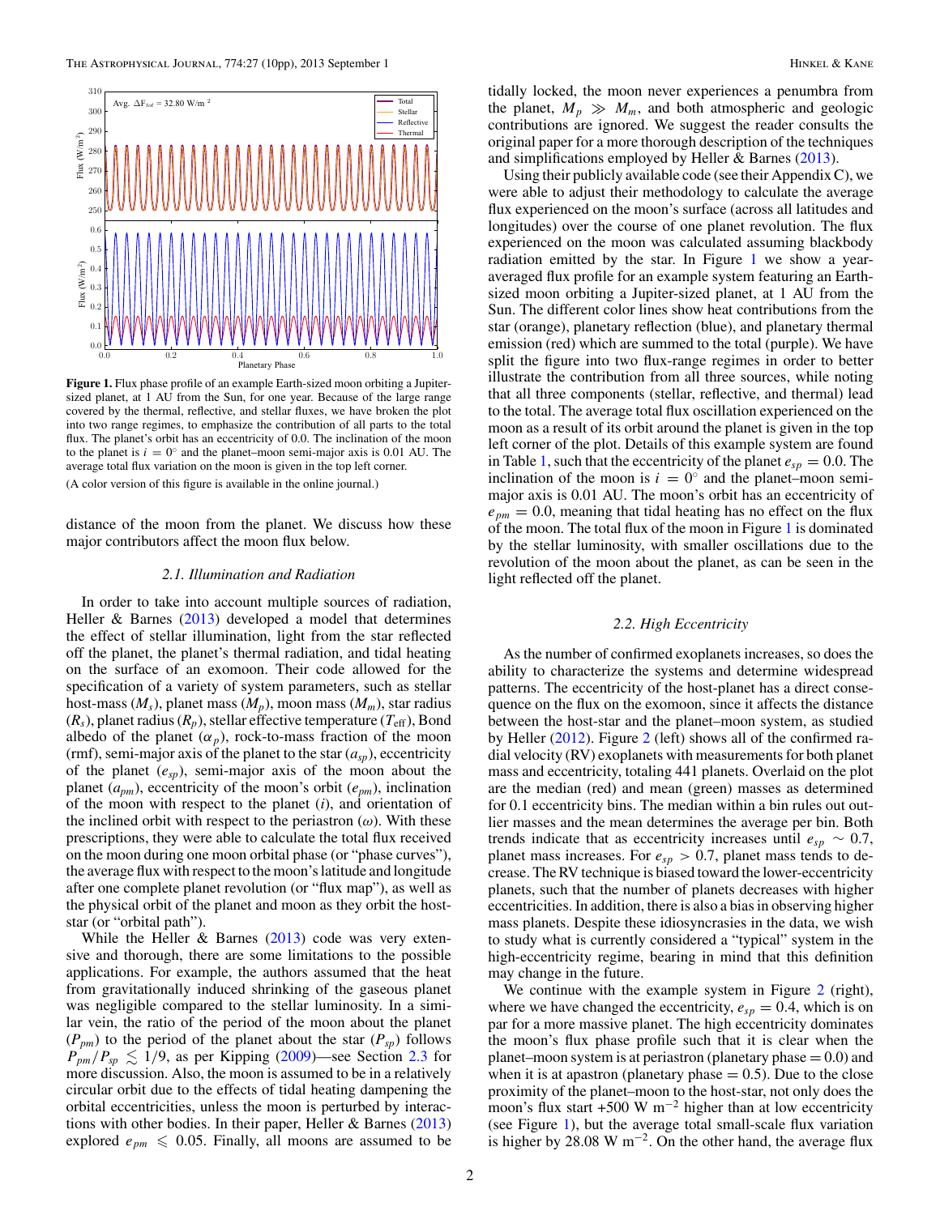Figure 1. Flux phase profile of an example Earth-sized moon orbiting a Jupiter-sized planet, at 1 AU from the Sun, for one year. Because of the large range covered by the thermal, reflective, and stellar fluxes, we have broken the plot into two range regimes, to emphasize the contribution of all parts to the total flux. The planet's orbit has an eccentricity of 0.0. The inclination of the moon to the planet is $i = 0°$ and the planet–moon semi-major axis is 0.01 AU. The average total flux variation on the moon is given in the top left corner.

(A color version of this figure is available in the online journal.)

distance of the moon from the planet. We discuss how these major contributors affect the moon flux below.

### 2.1. Illumination and Radiation

In order to take into account multiple sources of radiation, Heller & Barnes (2013) developed a model that determines the effect of stellar illumination, light from the star reflected off the planet, the planet's thermal radiation, and tidal heating on the surface of an exomoon. Their code allowed for the specification of a variety of system parameters, such as stellar host-mass ($M_s$), planet mass ($M_p$), moon mass ($M_m$), star radius ($R_s$), planet radius ($R_p$), stellar effective temperature ($T_{\rm eff}$), Bond albedo of the planet ($\alpha_p$), rock-to-mass fraction of the moon (rmf), semi-major axis of the planet to the star ($a_{sp}$), eccentricity of the planet ($e_{sp}$), semi-major axis of the moon about the planet ($a_{pm}$), eccentricity of the moon's orbit ($e_{pm}$), inclination of the moon with respect to the planet ($i$), and orientation of the inclined orbit with respect to the periastron ($\omega$). With these prescriptions, they were able to calculate the total flux received on the moon during one moon orbital phase (or "phase curves"), the average flux with respect to the moon's latitude and longitude after one complete planet revolution (or "flux map"), as well as the physical orbit of the planet and moon as they orbit the host-star (or "orbital path").

While the Heller & Barnes (2013) code was very extensive and thorough, there are some limitations to the possible applications. For example, the authors assumed that the heat from gravitationally induced shrinking of the gaseous planet was negligible compared to the stellar luminosity. In a similar vein, the ratio of the period of the moon about the planet ($P_{pm}$) to the period of the planet about the star ($P_{sp}$) follows $P_{pm}/P_{sp} \lesssim 1/9$, as per Kipping (2009)—see Section 2.3 for more discussion. Also, the moon is assumed to be in a relatively circular orbit due to the effects of tidal heating dampening the orbital eccentricities, unless the moon is perturbed by interactions with other bodies. In their paper, Heller & Barnes (2013) explored $e_{pm} \leqslant 0.05$. Finally, all moons are assumed to be tidally locked, the moon never experiences a penumbra from the planet, $M_p \gg M_m$, and both atmospheric and geologic contributions are ignored. We suggest the reader consults the original paper for a more thorough description of the techniques and simplifications employed by Heller & Barnes (2013).

Using their publicly available code (see their Appendix C), we were able to adjust their methodology to calculate the average flux experienced on the moon's surface (across all latitudes and longitudes) over the course of one planet revolution. The flux experienced on the moon was calculated assuming blackbody radiation emitted by the star. In Figure 1 we show a year-averaged flux profile for an example system featuring an Earth-sized moon orbiting a Jupiter-sized planet, at 1 AU from the Sun. The different color lines show heat contributions from the star (orange), planetary reflection (blue), and planetary thermal emission (red) which are summed to the total (purple). We have split the figure into two flux-range regimes in order to better illustrate the contribution from all three sources, while noting that all three components (stellar, reflective, and thermal) lead to the total. The average total flux oscillation experienced on the moon as a result of its orbit around the planet is given in the top left corner of the plot. Details of this example system are found in Table 1, such that the eccentricity of the planet $e_{sp} = 0.0$. The inclination of the moon is $i = 0°$ and the planet–moon semi-major axis is 0.01 AU. The moon's orbit has an eccentricity of $e_{pm} = 0.0$, meaning that tidal heating has no effect on the flux of the moon. The total flux of the moon in Figure 1 is dominated by the stellar luminosity, with smaller oscillations due to the revolution of the moon about the planet, as can be seen in the light reflected off the planet.

### 2.2. High Eccentricity

As the number of confirmed exoplanets increases, so does the ability to characterize the systems and determine widespread patterns. The eccentricity of the host-planet has a direct consequence on the flux on the exomoon, since it affects the distance between the host-star and the planet–moon system, as studied by Heller (2012). Figure 2 (left) shows all of the confirmed radial velocity (RV) exoplanets with measurements for both planet mass and eccentricity, totaling 441 planets. Overlaid on the plot are the median (red) and mean (green) masses as determined for 0.1 eccentricity bins. The median within a bin rules out outlier masses and the mean determines the average per bin. Both trends indicate that as eccentricity increases until $e_{sp} \sim 0.7$, planet mass increases. For $e_{sp} > 0.7$, planet mass tends to decrease. The RV technique is biased toward the lower-eccentricity planets, such that the number of planets decreases with higher eccentricities. In addition, there is also a bias in observing higher mass planets. Despite these idiosyncrasies in the data, we wish to study what is currently considered a "typical" system in the high-eccentricity regime, bearing in mind that this definition may change in the future.

We continue with the example system in Figure 2 (right), where we have changed the eccentricity, $e_{sp} = 0.4$, which is on par for a more massive planet. The high eccentricity dominates the moon's flux phase profile such that it is clear when the planet–moon system is at periastron (planetary phase = 0.0) and when it is at apastron (planetary phase = 0.5). Due to the close proximity of the planet–moon to the host-star, not only does the moon's flux start +500 W m$^{-2}$ higher than at low eccentricity (see Figure 1), but the average total small-scale flux variation is higher by 28.08 W m$^{-2}$. On the other hand, the average flux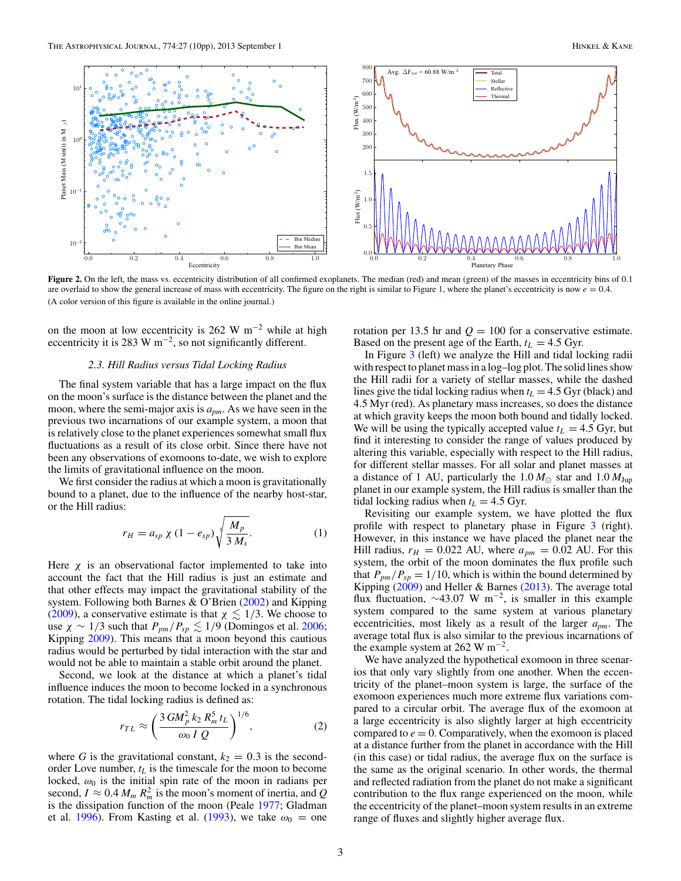Figure 2. On the left, the mass vs. eccentricity distribution of all confirmed exoplanets. The median (red) and mean (green) of the masses in eccentricity bins of 0.1 are overlaid to show the general increase of mass with eccentricity. The figure on the right is similar to Figure 1, where the planet's eccentricity is now $e = 0.4$.

(A color version of this figure is available in the online journal.)

on the moon at low eccentricity is 262 W m$^{-2}$ while at high eccentricity it is 283 W m$^{-2}$, so not significantly different.

### 2.3. Hill Radius versus Tidal Locking Radius

The final system variable that has a large impact on the flux on the moon's surface is the distance between the planet and the moon, where the semi-major axis is $a_{pm}$. As we have seen in the previous two incarnations of our example system, a moon that is relatively close to the planet experiences somewhat small flux fluctuations as a result of its close orbit. Since there have not been any observations of exomoons to-date, we wish to explore the limits of gravitational influence on the moon.

We first consider the radius at which a moon is gravitationally bound to a planet, due to the influence of the nearby host-star, or the Hill radius:

$$r_H = a_{sp}\,\chi\,(1 - e_{sp})\sqrt[3]{\frac{M_p}{3\,M_s}}. \tag{1}$$

Here $\chi$ is an observational factor implemented to take into account the fact that the Hill radius is just an estimate and that other effects may impact the gravitational stability of the system. Following both Barnes & O'Brien (2002) and Kipping (2009), a conservative estimate is that $\chi \lesssim 1/3$. We choose to use $\chi \sim 1/3$ such that $P_{pm}/P_{sp} \lesssim 1/9$ (Domingos et al. 2006; Kipping 2009). This means that a moon beyond this cautious radius would be perturbed by tidal interaction with the star and would not be able to maintain a stable orbit around the planet.

Second, we look at the distance at which a planet's tidal influence induces the moon to become locked in a synchronous rotation. The tidal locking radius is defined as:

$$r_{TL} \approx \left(\frac{3\,GM_p^2\,k_2\,R_m^5\,t_L}{\omega_0\,I\,Q}\right)^{1/6}, \tag{2}$$

where $G$ is the gravitational constant, $k_2 = 0.3$ is the second-order Love number, $t_L$ is the timescale for the moon to become locked, $\omega_0$ is the initial spin rate of the moon in radians per second, $I \approx 0.4\,M_m\,R_m^2$ is the moon's moment of inertia, and $Q$ is the dissipation function of the moon (Peale 1977; Gladman et al. 1996). From Kasting et al. (1993), we take $\omega_0$ = one rotation per 13.5 hr and $Q = 100$ for a conservative estimate. Based on the present age of the Earth, $t_L = 4.5$ Gyr.

In Figure 3 (left) we analyze the Hill and tidal locking radii with respect to planetary mass in a log–log plot. The solid lines show the Hill radii for a variety of stellar masses, while the dashed lines give the tidal locking radius when $t_L = 4.5$ Gyr (black) and 4.5 Myr (red). As planetary mass increases, so does the distance at which gravity keeps the moon both bound and tidally locked. We will be using the typically accepted value $t_L = 4.5$ Gyr, but find it interesting to consider the range of values produced by altering this variable, especially with respect to the Hill radius, for different stellar masses. For all solar and planet masses at a distance of 1 AU, particularly the 1.0 $M_\odot$ star and 1.0 $M_{\rm Jup}$ planet in our example system, the Hill radius is smaller than the tidal locking radius when $t_L = 4.5$ Gyr.

Revisiting our example system, we have plotted the flux profile with respect to planetary phase in Figure 3 (right). However, in this instance we have placed the planet near the Hill radius, $r_H = 0.022$ AU, where $a_{pm} = 0.02$ AU. For this system, the orbit of the moon dominates the flux profile such that $P_{pm}/P_{sp} = 1/10$, which is within the bound determined by Kipping (2009) and Heller & Barnes (2013). The average total flux fluctuation, $\sim$43.07 W m$^{-2}$, is smaller in this example system compared to the same system at various planetary eccentricities, most likely as a result of the larger $a_{pm}$. The average total flux is also similar to the previous incarnations of the example system at 262 W m$^{-2}$.

We have analyzed the hypothetical exomoon in three scenarios that only vary slightly from one another. When the eccentricity of the planet–moon system is large, the surface of the exomoon experiences much more extreme flux variations compared to a circular orbit. The average flux of the exomoon at a large eccentricity is also slightly larger at high eccentricity compared to $e = 0$. Comparatively, when the exomoon is placed at a distance further from the planet in accordance with the Hill (in this case) or tidal radius, the average flux on the surface is the same as the original scenario. In other words, the thermal and reflected radiation from the planet do not make a significant contribution to the flux range experienced on the moon, while the eccentricity of the planet–moon system results in an extreme range of fluxes and slightly higher average flux.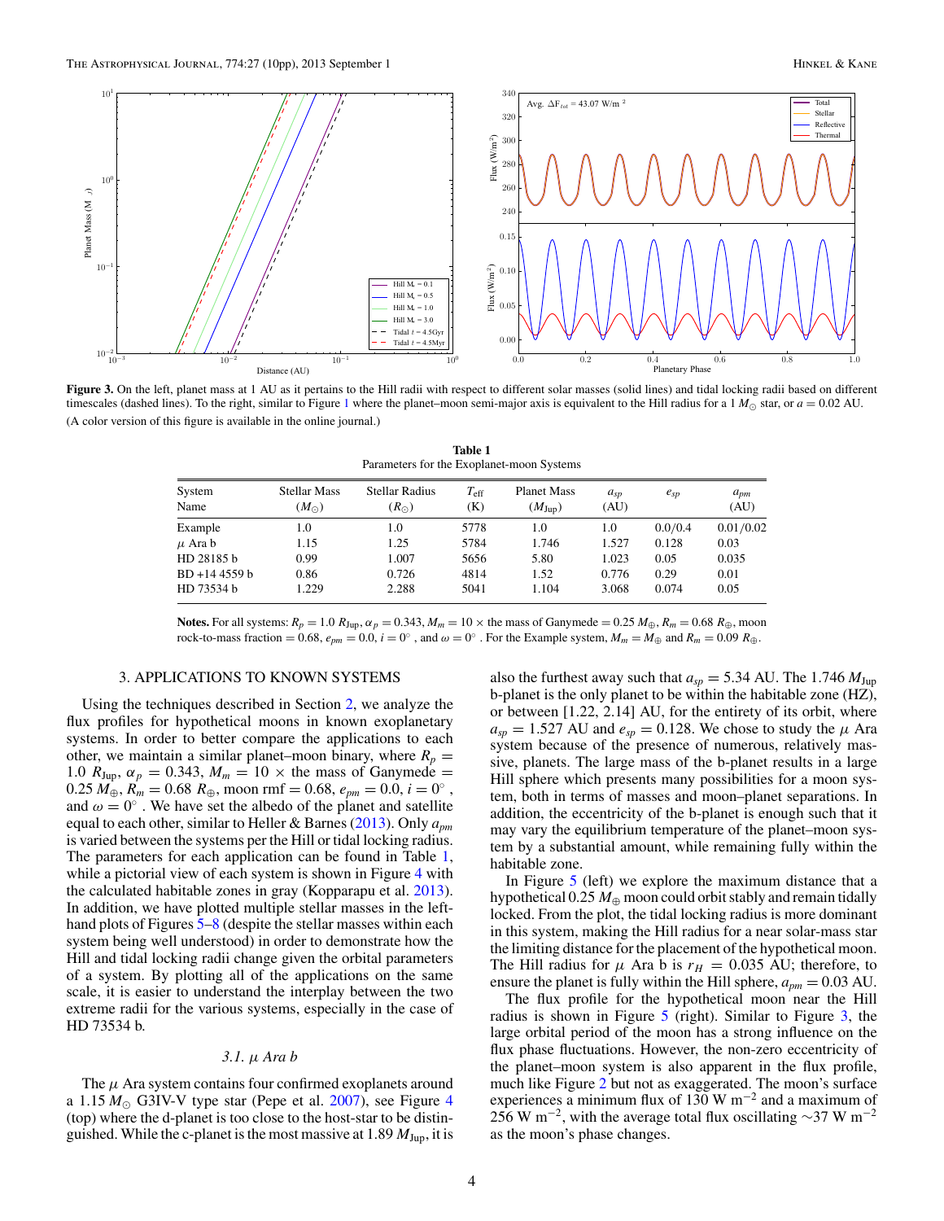Figure 3. On the left, planet mass at 1 AU as it pertains to the Hill radii with respect to different solar masses (solid lines) and tidal locking radii based on different timescales (dashed lines). To the right, similar to Figure 1 where the planet–moon semi-major axis is equivalent to the Hill radius for a 1 $M_{\odot}$ star, or $a = 0.02$ AU. (A color version of this figure is available in the online journal.)

**Table 1**
Parameters for the Exoplanet-moon Systems

| System Name | Stellar Mass ($M_{\odot}$) | Stellar Radius ($R_{\odot}$) | $T_{\text{eff}}$ (K) | Planet Mass ($M_{\text{Jup}}$) | $a_{sp}$ (AU) | $e_{sp}$ | $a_{pm}$ (AU) |
|---|---|---|---|---|---|---|---|
| Example | 1.0 | 1.0 | 5778 | 1.0 | 1.0 | 0.0/0.4 | 0.01/0.02 |
| $\mu$ Ara b | 1.15 | 1.25 | 5784 | 1.746 | 1.527 | 0.128 | 0.03 |
| HD 28185 b | 0.99 | 1.007 | 5656 | 5.80 | 1.023 | 0.05 | 0.035 |
| BD +14 4559 b | 0.86 | 0.726 | 4814 | 1.52 | 0.776 | 0.29 | 0.01 |
| HD 73534 b | 1.229 | 2.288 | 5041 | 1.104 | 3.068 | 0.074 | 0.05 |

**Notes.** For all systems: $R_p = 1.0\ R_{\text{Jup}}$, $\alpha_p = 0.343$, $M_m = 10 \times$ the mass of Ganymede $= 0.25\ M_{\oplus}$, $R_m = 0.68\ R_{\oplus}$, moon rock-to-mass fraction $= 0.68$, $e_{pm} = 0.0$, $i = 0^{\circ}$ , and $\omega = 0^{\circ}$ . For the Example system, $M_m = M_{\oplus}$ and $R_m = 0.09\ R_{\oplus}$.

## 3. APPLICATIONS TO KNOWN SYSTEMS

Using the techniques described in Section 2, we analyze the flux profiles for hypothetical moons in known exoplanetary systems. In order to better compare the applications to each other, we maintain a similar planet–moon binary, where $R_p = 1.0\ R_{\text{Jup}}$, $\alpha_p = 0.343$, $M_m = 10 \times$ the mass of Ganymede $= 0.25\ M_{\oplus}$, $R_m = 0.68\ R_{\oplus}$, moon rmf $= 0.68$, $e_{pm} = 0.0$, $i = 0^{\circ}$ , and $\omega = 0^{\circ}$ . We have set the albedo of the planet and satellite equal to each other, similar to Heller & Barnes (2013). Only $a_{pm}$ is varied between the systems per the Hill or tidal locking radius. The parameters for each application can be found in Table 1, while a pictorial view of each system is shown in Figure 4 with the calculated habitable zones in gray (Kopparapu et al. 2013). In addition, we have plotted multiple stellar masses in the left-hand plots of Figures 5–8 (despite the stellar masses within each system being well understood) in order to demonstrate how the Hill and tidal locking radii change given the orbital parameters of a system. By plotting all of the applications on the same scale, it is easier to understand the interplay between the two extreme radii for the various systems, especially in the case of HD 73534 b.

### 3.1. $\mu$ Ara b

The $\mu$ Ara system contains four confirmed exoplanets around a 1.15 $M_{\odot}$ G3IV-V type star (Pepe et al. 2007), see Figure 4 (top) where the d-planet is too close to the host-star to be distinguished. While the c-planet is the most massive at 1.89 $M_{\text{Jup}}$, it is also the furthest away such that $a_{sp} = 5.34$ AU. The 1.746 $M_{\text{Jup}}$ b-planet is the only planet to be within the habitable zone (HZ), or between [1.22, 2.14] AU, for the entirety of its orbit, where $a_{sp} = 1.527$ AU and $e_{sp} = 0.128$. We chose to study the $\mu$ Ara system because of the presence of numerous, relatively massive, planets. The large mass of the b-planet results in a large Hill sphere which presents many possibilities for a moon system, both in terms of masses and moon–planet separations. In addition, the eccentricity of the b-planet is enough such that it may vary the equilibrium temperature of the planet–moon system by a substantial amount, while remaining fully within the habitable zone.

In Figure 5 (left) we explore the maximum distance that a hypothetical 0.25 $M_{\oplus}$ moon could orbit stably and remain tidally locked. From the plot, the tidal locking radius is more dominant in this system, making the Hill radius for a near solar-mass star the limiting distance for the placement of the hypothetical moon. The Hill radius for $\mu$ Ara b is $r_H = 0.035$ AU; therefore, to ensure the planet is fully within the Hill sphere, $a_{pm} = 0.03$ AU.

The flux profile for the hypothetical moon near the Hill radius is shown in Figure 5 (right). Similar to Figure 3, the large orbital period of the moon has a strong influence on the flux phase fluctuations. However, the non-zero eccentricity of the planet–moon system is also apparent in the flux profile, much like Figure 2 but not as exaggerated. The moon's surface experiences a minimum flux of 130 W m$^{-2}$ and a maximum of 256 W m$^{-2}$, with the average total flux oscillating $\sim$37 W m$^{-2}$ as the moon's phase changes.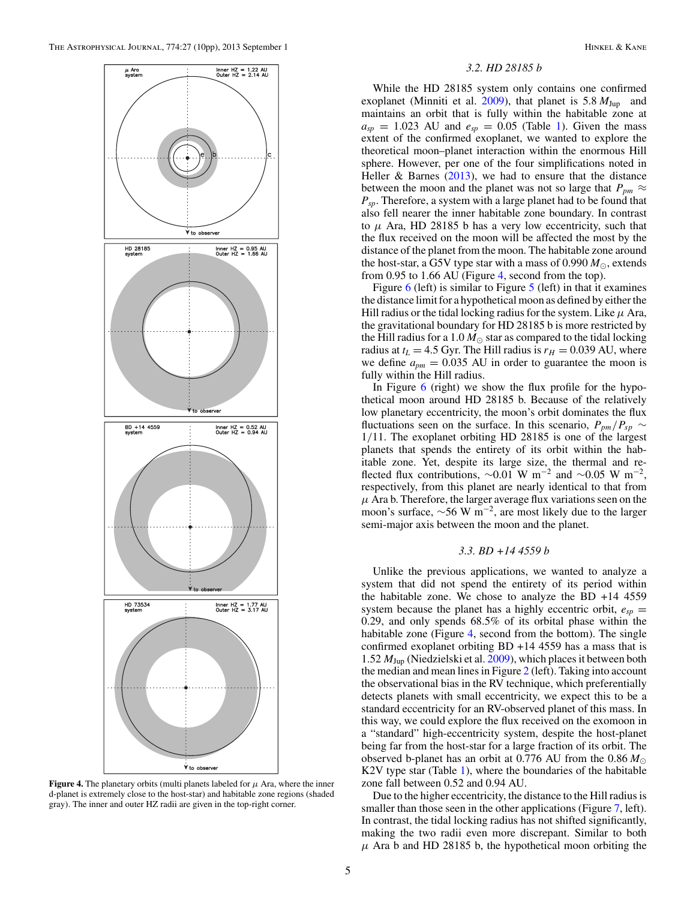**Figure 4.** The planetary orbits (multi planets labeled for $\mu$ Ara, where the inner d-planet is extremely close to the host-star) and habitable zone regions (shaded gray). The inner and outer HZ radii are given in the top-right corner.

### 3.2. HD 28185 b

While the HD 28185 system only contains one confirmed exoplanet (Minniti et al. 2009), that planet is 5.8 $M_{\rm Jup}$ and maintains an orbit that is fully within the habitable zone at $a_{sp}$ = 1.023 AU and $e_{sp}$ = 0.05 (Table 1). Given the mass extent of the confirmed exoplanet, we wanted to explore the theoretical moon–planet interaction within the enormous Hill sphere. However, per one of the four simplifications noted in Heller & Barnes (2013), we had to ensure that the distance between the moon and the planet was not so large that $P_{pm} \approx P_{sp}$. Therefore, a system with a large planet had to be found that also fell nearer the inner habitable zone boundary. In contrast to $\mu$ Ara, HD 28185 b has a very low eccentricity, such that the flux received on the moon will be affected the most by the distance of the planet from the moon. The habitable zone around the host-star, a G5V type star with a mass of 0.990 $M_{\odot}$, extends from 0.95 to 1.66 AU (Figure 4, second from the top).

Figure 6 (left) is similar to Figure 5 (left) in that it examines the distance limit for a hypothetical moon as defined by either the Hill radius or the tidal locking radius for the system. Like $\mu$ Ara, the gravitational boundary for HD 28185 b is more restricted by the Hill radius for a 1.0 $M_{\odot}$ star as compared to the tidal locking radius at $t_L$ = 4.5 Gyr. The Hill radius is $r_H$ = 0.039 AU, where we define $a_{pm}$ = 0.035 AU in order to guarantee the moon is fully within the Hill radius.

In Figure 6 (right) we show the flux profile for the hypothetical moon around HD 28185 b. Because of the relatively low planetary eccentricity, the moon's orbit dominates the flux fluctuations seen on the surface. In this scenario, $P_{pm}/P_{sp} \sim 1/11$. The exoplanet orbiting HD 28185 is one of the largest planets that spends the entirety of its orbit within the habitable zone. Yet, despite its large size, the thermal and reflected flux contributions, ∼0.01 W m$^{-2}$ and ∼0.05 W m$^{-2}$, respectively, from this planet are nearly identical to that from $\mu$ Ara b. Therefore, the larger average flux variations seen on the moon's surface, ∼56 W m$^{-2}$, are most likely due to the larger semi-major axis between the moon and the planet.

### 3.3. BD +14 4559 b

Unlike the previous applications, we wanted to analyze a system that did not spend the entirety of its period within the habitable zone. We chose to analyze the BD +14 4559 system because the planet has a highly eccentric orbit, $e_{sp}$ = 0.29, and only spends 68.5% of its orbital phase within the habitable zone (Figure 4, second from the bottom). The single confirmed exoplanet orbiting BD +14 4559 has a mass that is 1.52 $M_{\rm Jup}$ (Niedzielski et al. 2009), which places it between both the median and mean lines in Figure 2 (left). Taking into account the observational bias in the RV technique, which preferentially detects planets with small eccentricity, we expect this to be a standard eccentricity for an RV-observed planet of this mass. In this way, we could explore the flux received on the exomoon in a "standard" high-eccentricity system, despite the host-planet being far from the host-star for a large fraction of its orbit. The observed b-planet has an orbit at 0.776 AU from the 0.86 $M_{\odot}$ K2V type star (Table 1), where the boundaries of the habitable zone fall between 0.52 and 0.94 AU.

Due to the higher eccentricity, the distance to the Hill radius is smaller than those seen in the other applications (Figure 7, left). In contrast, the tidal locking radius has not shifted significantly, making the two radii even more discrepant. Similar to both $\mu$ Ara b and HD 28185 b, the hypothetical moon orbiting the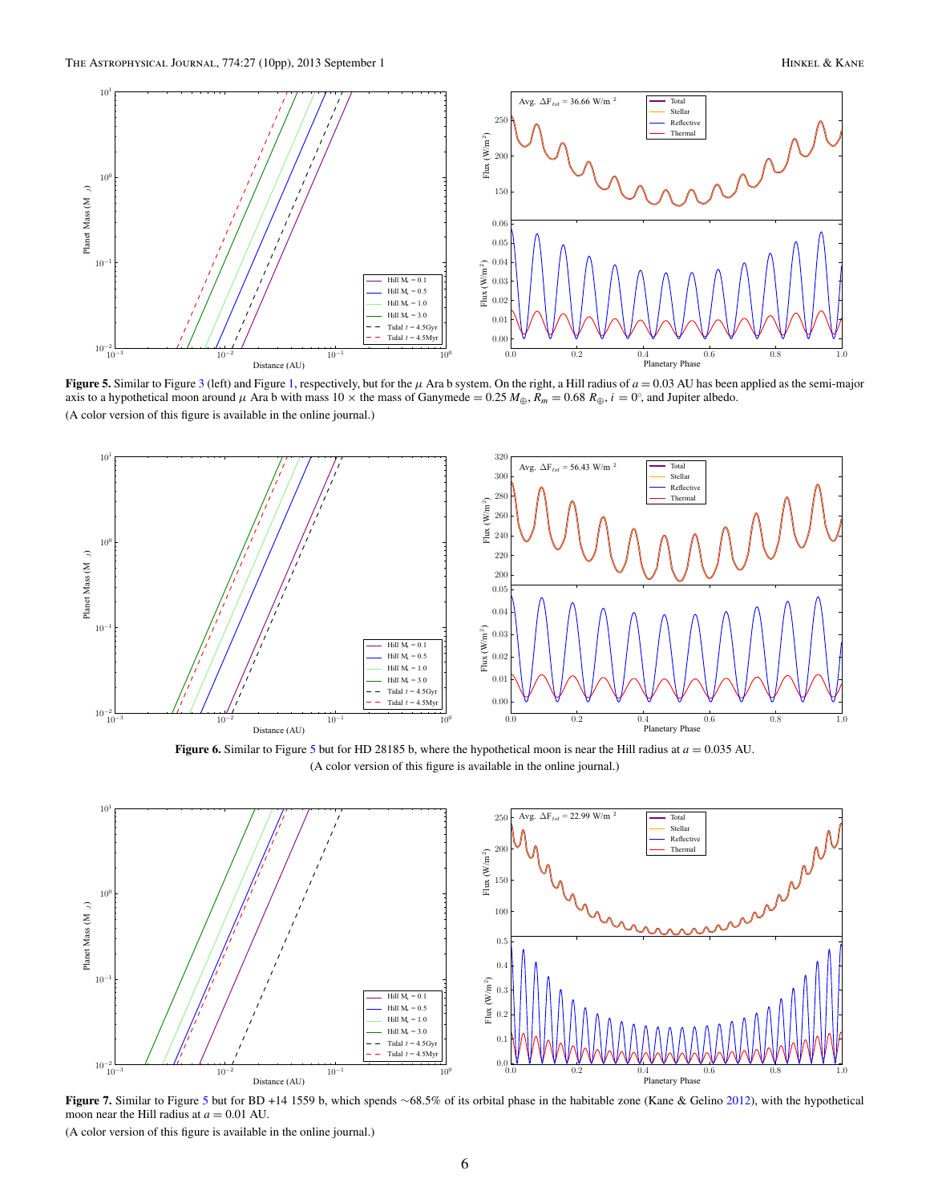**Figure 5.** Similar to Figure 3 (left) and Figure 1, respectively, but for the $\mu$ Ara b system. On the right, a Hill radius of $a = 0.03$ AU has been applied as the semi-major axis to a hypothetical moon around $\mu$ Ara b with mass $10 \times$ the mass of Ganymede $= 0.25\ M_{\oplus}$, $R_m = 0.68\ R_{\oplus}$, $i = 0°$, and Jupiter albedo.

(A color version of this figure is available in the online journal.)

**Figure 6.** Similar to Figure 5 but for HD 28185 b, where the hypothetical moon is near the Hill radius at $a = 0.035$ AU.

(A color version of this figure is available in the online journal.)

**Figure 7.** Similar to Figure 5 but for BD +14 1559 b, which spends ~68.5% of its orbital phase in the habitable zone (Kane & Gelino 2012), with the hypothetical moon near the Hill radius at $a = 0.01$ AU.

(A color version of this figure is available in the online journal.)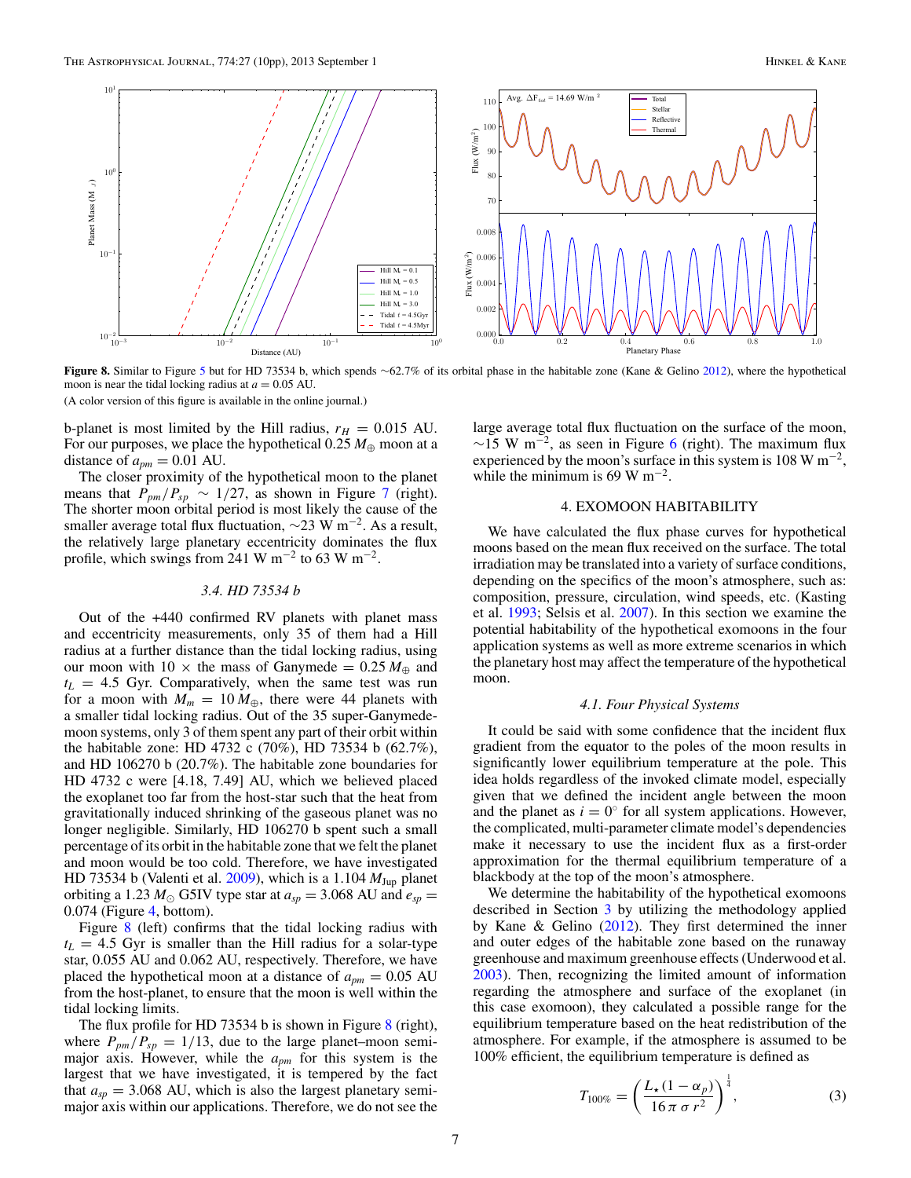**Figure 8.** Similar to Figure 5 but for HD 73534 b, which spends ~62.7% of its orbital phase in the habitable zone (Kane & Gelino 2012), where the hypothetical moon is near the tidal locking radius at $a = 0.05$ AU.

(A color version of this figure is available in the online journal.)

b-planet is most limited by the Hill radius, $r_H = 0.015$ AU. For our purposes, we place the hypothetical 0.25 $M_\oplus$ moon at a distance of $a_{pm} = 0.01$ AU.

The closer proximity of the hypothetical moon to the planet means that $P_{pm}/P_{sp} \sim 1/27$, as shown in Figure 7 (right). The shorter moon orbital period is most likely the cause of the smaller average total flux fluctuation, ~23 W m$^{-2}$. As a result, the relatively large planetary eccentricity dominates the flux profile, which swings from 241 W m$^{-2}$ to 63 W m$^{-2}$.

### 3.4. HD 73534 b

Out of the +440 confirmed RV planets with planet mass and eccentricity measurements, only 35 of them had a Hill radius at a further distance than the tidal locking radius, using our moon with 10 × the mass of Ganymede = 0.25 $M_\oplus$ and $t_L = 4.5$ Gyr. Comparatively, when the same test was run for a moon with $M_m = 10\,M_\oplus$, there were 44 planets with a smaller tidal locking radius. Out of the 35 super-Ganymede-moon systems, only 3 of them spent any part of their orbit within the habitable zone: HD 4732 c (70%), HD 73534 b (62.7%), and HD 106270 b (20.7%). The habitable zone boundaries for HD 4732 c were [4.18, 7.49] AU, which we believed placed the exoplanet too far from the host-star such that the heat from gravitationally induced shrinking of the gaseous planet was no longer negligible. Similarly, HD 106270 b spent such a small percentage of its orbit in the habitable zone that we felt the planet and moon would be too cold. Therefore, we have investigated HD 73534 b (Valenti et al. 2009), which is a 1.104 $M_{\mathrm{Jup}}$ planet orbiting a 1.23 $M_\odot$ G5IV type star at $a_{sp} = 3.068$ AU and $e_{sp} = 0.074$ (Figure 4, bottom).

Figure 8 (left) confirms that the tidal locking radius with $t_L = 4.5$ Gyr is smaller than the Hill radius for a solar-type star, 0.055 AU and 0.062 AU, respectively. Therefore, we have placed the hypothetical moon at a distance of $a_{pm} = 0.05$ AU from the host-planet, to ensure that the moon is well within the tidal locking limits.

The flux profile for HD 73534 b is shown in Figure 8 (right), where $P_{pm}/P_{sp} = 1/13$, due to the large planet–moon semi-major axis. However, while the $a_{pm}$ for this system is the largest that we have investigated, it is tempered by the fact that $a_{sp} = 3.068$ AU, which is also the largest planetary semi-major axis within our applications. Therefore, we do not see the large average total flux fluctuation on the surface of the moon, ~15 W m$^{-2}$, as seen in Figure 6 (right). The maximum flux experienced by the moon's surface in this system is 108 W m$^{-2}$, while the minimum is 69 W m$^{-2}$.

## 4. EXOMOON HABITABILITY

We have calculated the flux phase curves for hypothetical moons based on the mean flux received on the surface. The total irradiation may be translated into a variety of surface conditions, depending on the specifics of the moon's atmosphere, such as: composition, pressure, circulation, wind speeds, etc. (Kasting et al. 1993; Selsis et al. 2007). In this section we examine the potential habitability of the hypothetical exomoons in the four application systems as well as more extreme scenarios in which the planetary host may affect the temperature of the hypothetical moon.

### 4.1. Four Physical Systems

It could be said with some confidence that the incident flux gradient from the equator to the poles of the moon results in significantly lower equilibrium temperature at the pole. This idea holds regardless of the invoked climate model, especially given that we defined the incident angle between the moon and the planet as $i = 0°$ for all system applications. However, the complicated, multi-parameter climate model's dependencies make it necessary to use the incident flux as a first-order approximation for the thermal equilibrium temperature of a blackbody at the top of the moon's atmosphere.

We determine the habitability of the hypothetical exomoons described in Section 3 by utilizing the methodology applied by Kane & Gelino (2012). They first determined the inner and outer edges of the habitable zone based on the runaway greenhouse and maximum greenhouse effects (Underwood et al. 2003). Then, recognizing the limited amount of information regarding the atmosphere and surface of the exoplanet (in this case exomoon), they calculated a possible range for the equilibrium temperature based on the heat redistribution of the atmosphere. For example, if the atmosphere is assumed to be 100% efficient, the equilibrium temperature is defined as

$$T_{100\%} = \left( \frac{L_\star (1 - \alpha_p)}{16\,\pi\,\sigma\,r^2} \right)^{\frac{1}{4}}, \tag{3}$$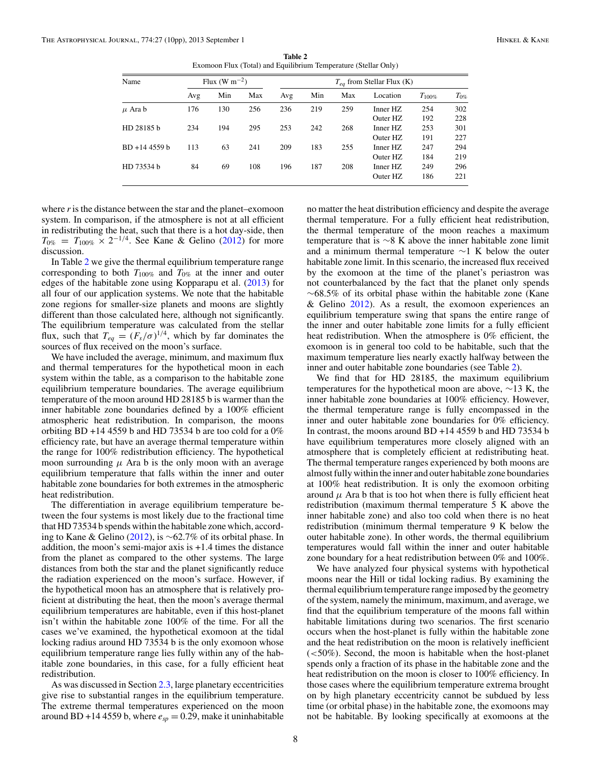**Table 2**
Exomoon Flux (Total) and Equilibrium Temperature (Stellar Only)

| Name | Flux (W m$^{-2}$) | | | $T_{eq}$ from Stellar Flux (K) | | | | | |
|---|---|---|---|---|---|---|---|---|---|
| | Avg | Min | Max | Avg | Min | Max | Location | $T_{100\%}$ | $T_{0\%}$ |
| $\mu$ Ara b | 176 | 130 | 256 | 236 | 219 | 259 | Inner HZ | 254 | 302 |
| | | | | | | | Outer HZ | 192 | 228 |
| HD 28185 b | 234 | 194 | 295 | 253 | 242 | 268 | Inner HZ | 253 | 301 |
| | | | | | | | Outer HZ | 191 | 227 |
| BD +14 4559 b | 113 | 63 | 241 | 209 | 183 | 255 | Inner HZ | 247 | 294 |
| | | | | | | | Outer HZ | 184 | 219 |
| HD 73534 b | 84 | 69 | 108 | 196 | 187 | 208 | Inner HZ | 249 | 296 |
| | | | | | | | Outer HZ | 186 | 221 |

where $r$ is the distance between the star and the planet–exomoon system. In comparison, if the atmosphere is not at all efficient in redistributing the heat, such that there is a hot day-side, then $T_{0\%} = T_{100\%} \times 2^{-1/4}$. See Kane & Gelino (2012) for more discussion.

In Table 2 we give the thermal equilibrium temperature range corresponding to both $T_{100\%}$ and $T_{0\%}$ at the inner and outer edges of the habitable zone using Kopparapu et al. (2013) for all four of our application systems. We note that the habitable zone regions for smaller-size planets and moons are slightly different than those calculated here, although not significantly. The equilibrium temperature was calculated from the stellar flux, such that $T_{eq} = (F_s/\sigma)^{1/4}$, which by far dominates the sources of flux received on the moon's surface.

We have included the average, minimum, and maximum flux and thermal temperatures for the hypothetical moon in each system within the table, as a comparison to the habitable zone equilibrium temperature boundaries. The average equilibrium temperature of the moon around HD 28185 b is warmer than the inner habitable zone boundaries defined by a 100% efficient atmospheric heat redistribution. In comparison, the moons orbiting BD +14 4559 b and HD 73534 b are too cold for a 0% efficiency rate, but have an average thermal temperature within the range for 100% redistribution efficiency. The hypothetical moon surrounding $\mu$ Ara b is the only moon with an average equilibrium temperature that falls within the inner and outer habitable zone boundaries for both extremes in the atmospheric heat redistribution.

The differentiation in average equilibrium temperature between the four systems is most likely due to the fractional time that HD 73534 b spends within the habitable zone which, according to Kane & Gelino (2012), is ~62.7% of its orbital phase. In addition, the moon's semi-major axis is +1.4 times the distance from the planet as compared to the other systems. The large distances from both the star and the planet significantly reduce the radiation experienced on the moon's surface. However, if the hypothetical moon has an atmosphere that is relatively proficient at distributing the heat, then the moon's average thermal equilibrium temperatures are habitable, even if this host-planet isn't within the habitable zone 100% of the time. For all the cases we've examined, the hypothetical exomoon at the tidal locking radius around HD 73534 b is the only exomoon whose equilibrium temperature range lies fully within any of the habitable zone boundaries, in this case, for a fully efficient heat redistribution.

As was discussed in Section 2.3, large planetary eccentricities give rise to substantial ranges in the equilibrium temperature. The extreme thermal temperatures experienced on the moon around BD +14 4559 b, where $e_{sp} = 0.29$, make it uninhabitable no matter the heat distribution efficiency and despite the average thermal temperature. For a fully efficient heat redistribution, the thermal temperature of the moon reaches a maximum temperature that is ~8 K above the inner habitable zone limit and a minimum thermal temperature ~1 K below the outer habitable zone limit. In this scenario, the increased flux received by the exomoon at the time of the planet's periastron was not counterbalanced by the fact that the planet only spends ~68.5% of its orbital phase within the habitable zone (Kane & Gelino 2012). As a result, the exomoon experiences an equilibrium temperature swing that spans the entire range of the inner and outer habitable zone limits for a fully efficient heat redistribution. When the atmosphere is 0% efficient, the exomoon is in general too cold to be habitable, such that the maximum temperature lies nearly exactly halfway between the inner and outer habitable zone boundaries (see Table 2).

We find that for HD 28185, the maximum equilibrium temperatures for the hypothetical moon are above, ~13 K, the inner habitable zone boundaries at 100% efficiency. However, the thermal temperature range is fully encompassed in the inner and outer habitable zone boundaries for 0% efficiency. In contrast, the moons around BD +14 4559 b and HD 73534 b have equilibrium temperatures more closely aligned with an atmosphere that is completely efficient at redistributing heat. The thermal temperature ranges experienced by both moons are almost fully within the inner and outer habitable zone boundaries at 100% heat redistribution. It is only the exomoon orbiting around $\mu$ Ara b that is too hot when there is fully efficient heat redistribution (maximum thermal temperature 5 K above the inner habitable zone) and also too cold when there is no heat redistribution (minimum thermal temperature 9 K below the outer habitable zone). In other words, the thermal equilibrium temperatures would fall within the inner and outer habitable zone boundary for a heat redistribution between 0% and 100%.

We have analyzed four physical systems with hypothetical moons near the Hill or tidal locking radius. By examining the thermal equilibrium temperature range imposed by the geometry of the system, namely the minimum, maximum, and average, we find that the equilibrium temperature of the moons fall within habitable limitations during two scenarios. The first scenario occurs when the host-planet is fully within the habitable zone and the heat redistribution on the moon is relatively inefficient (<50%). Second, the moon is habitable when the host-planet spends only a fraction of its phase in the habitable zone and the heat redistribution on the moon is closer to 100% efficiency. In those cases where the equilibrium temperature extrema brought on by high planetary eccentricity cannot be subdued by less time (or orbital phase) in the habitable zone, the exomoons may not be habitable. By looking specifically at exomoons at the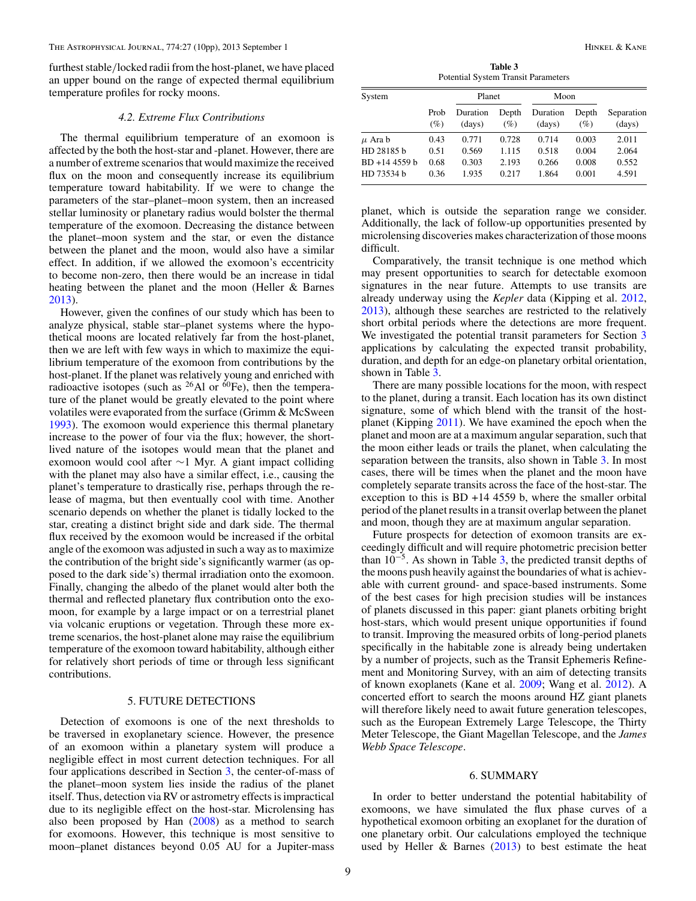furthest stable/locked radii from the host-planet, we have placed an upper bound on the range of expected thermal equilibrium temperature profiles for rocky moons.

### 4.2. Extreme Flux Contributions

The thermal equilibrium temperature of an exomoon is affected by the both the host-star and -planet. However, there are a number of extreme scenarios that would maximize the received flux on the moon and consequently increase its equilibrium temperature toward habitability. If we were to change the parameters of the star–planet–moon system, then an increased stellar luminosity or planetary radius would bolster the thermal temperature of the exomoon. Decreasing the distance between the planet–moon system and the star, or even the distance between the planet and the moon, would also have a similar effect. In addition, if we allowed the exomoon's eccentricity to become non-zero, then there would be an increase in tidal heating between the planet and the moon (Heller & Barnes 2013).

However, given the confines of our study which has been to analyze physical, stable star–planet systems where the hypothetical moons are located relatively far from the host-planet, then we are left with few ways in which to maximize the equilibrium temperature of the exomoon from contributions by the host-planet. If the planet was relatively young and enriched with radioactive isotopes (such as $^{26}$Al or $^{60}$Fe), then the temperature of the planet would be greatly elevated to the point where volatiles were evaporated from the surface (Grimm & McSween 1993). The exomoon would experience this thermal planetary increase to the power of four via the flux; however, the short-lived nature of the isotopes would mean that the planet and exomoon would cool after ~1 Myr. A giant impact colliding with the planet may also have a similar effect, i.e., causing the planet's temperature to drastically rise, perhaps through the release of magma, but then eventually cool with time. Another scenario depends on whether the planet is tidally locked to the star, creating a distinct bright side and dark side. The thermal flux received by the exomoon would be increased if the orbital angle of the exomoon was adjusted in such a way as to maximize the contribution of the bright side's significantly warmer (as opposed to the dark side's) thermal irradiation onto the exomoon. Finally, changing the albedo of the planet would alter both the thermal and reflected planetary flux contribution onto the exomoon, for example by a large impact or on a terrestrial planet via volcanic eruptions or vegetation. Through these more extreme scenarios, the host-planet alone may raise the equilibrium temperature of the exomoon toward habitability, although either for relatively short periods of time or through less significant contributions.

## 5. FUTURE DETECTIONS

Detection of exomoons is one of the next thresholds to be traversed in exoplanetary science. However, the presence of an exomoon within a planetary system will produce a negligible effect in most current detection techniques. For all four applications described in Section 3, the center-of-mass of the planet–moon system lies inside the radius of the planet itself. Thus, detection via RV or astrometry effects is impractical due to its negligible effect on the host-star. Microlensing has also been proposed by Han (2008) as a method to search for exomoons. However, this technique is most sensitive to moon–planet distances beyond 0.05 AU for a Jupiter-mass planet, which is outside the separation range we consider. Additionally, the lack of follow-up opportunities presented by microlensing discoveries makes characterization of those moons difficult.

Comparatively, the transit technique is one method which may present opportunities to search for detectable exomoon signatures in the near future. Attempts to use transits are already underway using the *Kepler* data (Kipping et al. 2012, 2013), although these searches are restricted to the relatively short orbital periods where the detections are more frequent. We investigated the potential transit parameters for Section 3 applications by calculating the expected transit probability, duration, and depth for an edge-on planetary orbital orientation, shown in Table 3.

**Table 3**
Potential System Transit Parameters

| System | Planet | | | Moon | | |
|---|---|---|---|---|---|---|
| | Prob (%) | Duration (days) | Depth (%) | Duration (days) | Depth (%) | Separation (days) |
| $\mu$ Ara b | 0.43 | 0.771 | 0.728 | 0.714 | 0.003 | 2.011 |
| HD 28185 b | 0.51 | 0.569 | 1.115 | 0.518 | 0.004 | 2.064 |
| BD +14 4559 b | 0.68 | 0.303 | 2.193 | 0.266 | 0.008 | 0.552 |
| HD 73534 b | 0.36 | 1.935 | 0.217 | 1.864 | 0.001 | 4.591 |

There are many possible locations for the moon, with respect to the planet, during a transit. Each location has its own distinct signature, some of which blend with the transit of the host-planet (Kipping 2011). We have examined the epoch when the planet and moon are at a maximum angular separation, such that the moon either leads or trails the planet, when calculating the separation between the transits, also shown in Table 3. In most cases, there will be times when the planet and the moon have completely separate transits across the face of the host-star. The exception to this is BD +14 4559 b, where the smaller orbital period of the planet results in a transit overlap between the planet and moon, though they are at maximum angular separation.

Future prospects for detection of exomoon transits are exceedingly difficult and will require photometric precision better than $10^{-5}$. As shown in Table 3, the predicted transit depths of the moons push heavily against the boundaries of what is achievable with current ground- and space-based instruments. Some of the best cases for high precision studies will be instances of planets discussed in this paper: giant planets orbiting bright host-stars, which would present unique opportunities if found to transit. Improving the measured orbits of long-period planets specifically in the habitable zone is already being undertaken by a number of projects, such as the Transit Ephemeris Refinement and Monitoring Survey, with an aim of detecting transits of known exoplanets (Kane et al. 2009; Wang et al. 2012). A concerted effort to search the moons around HZ giant planets will therefore likely need to await future generation telescopes, such as the European Extremely Large Telescope, the Thirty Meter Telescope, the Giant Magellan Telescope, and the *James Webb Space Telescope*.

## 6. SUMMARY

In order to better understand the potential habitability of exomoons, we have simulated the flux phase curves of a hypothetical exomoon orbiting an exoplanet for the duration of one planetary orbit. Our calculations employed the technique used by Heller & Barnes (2013) to best estimate the heat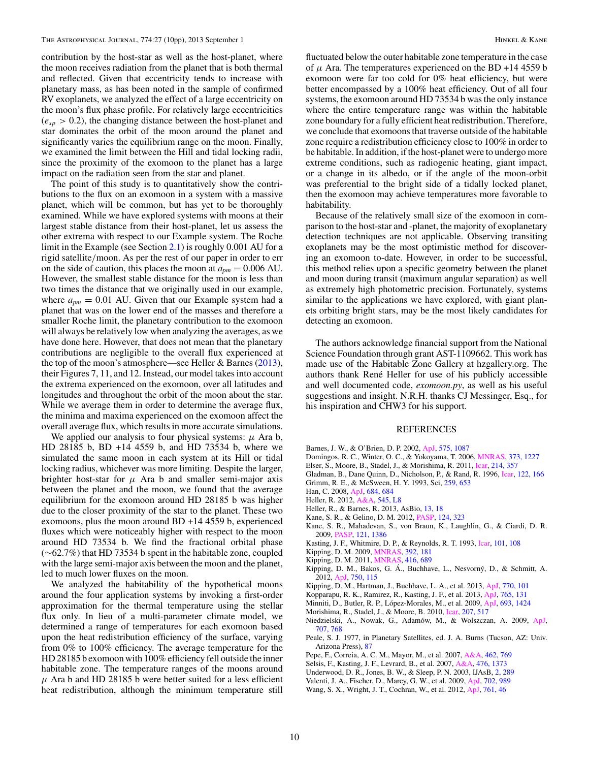contribution by the host-star as well as the host-planet, where the moon receives radiation from the planet that is both thermal and reflected. Given that eccentricity tends to increase with planetary mass, as has been noted in the sample of confirmed RV exoplanets, we analyzed the effect of a large eccentricity on the moon's flux phase profile. For relatively large eccentricities ($e_{sp} > 0.2$), the changing distance between the host-planet and star dominates the orbit of the moon around the planet and significantly varies the equilibrium range on the moon. Finally, we examined the limit between the Hill and tidal locking radii, since the proximity of the exomoon to the planet has a large impact on the radiation seen from the star and planet.

The point of this study is to quantitatively show the contributions to the flux on an exomoon in a system with a massive planet, which will be common, but has yet to be thoroughly examined. While we have explored systems with moons at their largest stable distance from their host-planet, let us assess the other extrema with respect to our Example system. The Roche limit in the Example (see Section 2.1) is roughly 0.001 AU for a rigid satellite/moon. As per the rest of our paper in order to err on the side of caution, this places the moon at $a_{pm} = 0.006$ AU. However, the smallest stable distance for the moon is less than two times the distance that we originally used in our example, where $a_{pm} = 0.01$ AU. Given that our Example system had a planet that was on the lower end of the masses and therefore a smaller Roche limit, the planetary contribution to the exomoon will always be relatively low when analyzing the averages, as we have done here. However, that does not mean that the planetary contributions are negligible to the overall flux experienced at the top of the moon's atmosphere—see Heller & Barnes (2013), their Figures 7, 11, and 12. Instead, our model takes into account the extrema experienced on the exomoon, over all latitudes and longitudes and throughout the orbit of the moon about the star. While we average them in order to determine the average flux, the minima and maxima experienced on the exomoon affect the overall average flux, which results in more accurate simulations.

We applied our analysis to four physical systems: $\mu$ Ara b, HD 28185 b, BD +14 4559 b, and HD 73534 b, where we simulated the same moon in each system at its Hill or tidal locking radius, whichever was more limiting. Despite the larger, brighter host-star for $\mu$ Ara b and smaller semi-major axis between the planet and the moon, we found that the average equilibrium for the exomoon around HD 28185 b was higher due to the closer proximity of the star to the planet. These two exomoons, plus the moon around BD +14 4559 b, experienced fluxes which were noticeably higher with respect to the moon around HD 73534 b. We find the fractional orbital phase (∼62.7%) that HD 73534 b spent in the habitable zone, coupled with the large semi-major axis between the moon and the planet, led to much lower fluxes on the moon.

We analyzed the habitability of the hypothetical moons around the four application systems by invoking a first-order approximation for the thermal temperature using the stellar flux only. In lieu of a multi-parameter climate model, we determined a range of temperatures for each exomoon based upon the heat redistribution efficiency of the surface, varying from 0% to 100% efficiency. The average temperature for the HD 28185 b exomoon with 100% efficiency fell outside the inner habitable zone. The temperature ranges of the moons around $\mu$ Ara b and HD 28185 b were better suited for a less efficient heat redistribution, although the minimum temperature still fluctuated below the outer habitable zone temperature in the case of $\mu$ Ara. The temperatures experienced on the BD +14 4559 b exomoon were far too cold for 0% heat efficiency, but were better encompassed by a 100% heat efficiency. Out of all four systems, the exomoon around HD 73534 b was the only instance where the entire temperature range was within the habitable zone boundary for a fully efficient heat redistribution. Therefore, we conclude that exomoons that traverse outside of the habitable zone require a redistribution efficiency close to 100% in order to be habitable. In addition, if the host-planet were to undergo more extreme conditions, such as radiogenic heating, giant impact, or a change in its albedo, or if the angle of the moon-orbit was preferential to the bright side of a tidally locked planet, then the exomoon may achieve temperatures more favorable to habitability.

Because of the relatively small size of the exomoon in comparison to the host-star and -planet, the majority of exoplanetary detection techniques are not applicable. Observing transiting exoplanets may be the most optimistic method for discovering an exomoon to-date. However, in order to be successful, this method relies upon a specific geometry between the planet and moon during transit (maximum angular separation) as well as extremely high photometric precision. Fortunately, systems similar to the applications we have explored, with giant planets orbiting bright stars, may be the most likely candidates for detecting an exomoon.

The authors acknowledge financial support from the National Science Foundation through grant AST-1109662. This work has made use of the Habitable Zone Gallery at hzgallery.org. The authors thank René Heller for use of his publicly accessible and well documented code, *exomoon.py*, as well as his useful suggestions and insight. N.R.H. thanks CJ Messinger, Esq., for his inspiration and CHW3 for his support.

## REFERENCES

Barnes, J. W., & O'Brien, D. P. 2002, ApJ, 575, 1087
Domingos, R. C., Winter, O. C., & Yokoyama, T. 2006, MNRAS, 373, 1227
Elser, S., Moore, B., Stadel, J., & Morishima, R. 2011, Icar, 214, 357
Gladman, B., Dane Quinn, D., Nicholson, P., & Rand, R. 1996, Icar, 122, 166
Grimm, R. E., & McSween, H. Y. 1993, Sci, 259, 653
Han, C. 2008, ApJ, 684, 684
Heller, R. 2012, A&A, 545, L8
Heller, R., & Barnes, R. 2013, AsBio, 13, 18
Kane, S. R., & Gelino, D. M. 2012, PASP, 124, 323
Kane, S. R., Mahadevan, S., von Braun, K., Laughlin, G., & Ciardi, D. R. 2009, PASP, 121, 1386
Kasting, J. F., Whitmire, D. P., & Reynolds, R. T. 1993, Icar, 101, 108
Kipping, D. M. 2009, MNRAS, 392, 181
Kipping, D. M. 2011, MNRAS, 416, 689
Kipping, D. M., Bakos, G. Á., Buchhave, L., Nesvorný, D., & Schmitt, A. 2012, ApJ, 750, 115
Kipping, D. M., Hartman, J., Buchhave, L. A., et al. 2013, ApJ, 770, 101
Kopparapu, R. K., Ramirez, R., Kasting, J. F., et al. 2013, ApJ, 765, 131
Minniti, D., Butler, R. P., López-Morales, M., et al. 2009, ApJ, 693, 1424
Morishima, R., Stadel, J., & Moore, B. 2010, Icar, 207, 517
Niedzielski, A., Nowak, G., Adamów, M., & Wolszczan, A. 2009, ApJ, 707, 768
Peale, S. J. 1977, in Planetary Satellites, ed. J. A. Burns (Tucson, AZ: Univ. Arizona Press), 87
Pepe, F., Correia, A. C. M., Mayor, M., et al. 2007, A&A, 462, 769
Selsis, F., Kasting, J. F., Levrard, B., et al. 2007, A&A, 476, 1373
Underwood, D. R., Jones, B. W., & Sleep, P. N. 2003, IJAsB, 2, 289
Valenti, J. A., Fischer, D., Marcy, G. W., et al. 2009, ApJ, 702, 989
Wang, S. X., Wright, J. T., Cochran, W., et al. 2012, ApJ, 761, 46